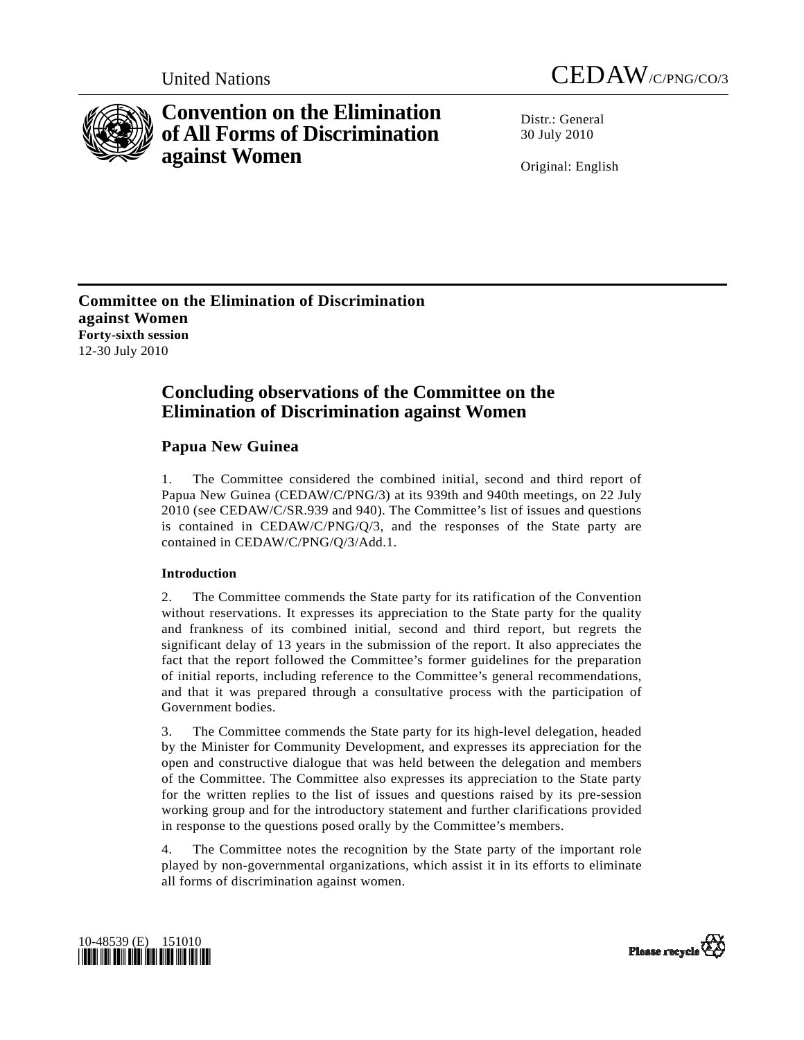United Nations CEDAW/C/PNG/CO/3

# Convention on the Elimination of All Forms of Discrimination against Women

Distr.: General
30 July 2010

Original: English

**Committee on the Elimination of Discrimination against Women**
**Forty-sixth session**
12-30 July 2010

## Concluding observations of the Committee on the Elimination of Discrimination against Women

### Papua New Guinea

1. The Committee considered the combined initial, second and third report of Papua New Guinea (CEDAW/C/PNG/3) at its 939th and 940th meetings, on 22 July 2010 (see CEDAW/C/SR.939 and 940). The Committee's list of issues and questions is contained in CEDAW/C/PNG/Q/3, and the responses of the State party are contained in CEDAW/C/PNG/Q/3/Add.1.

#### Introduction

2. The Committee commends the State party for its ratification of the Convention without reservations. It expresses its appreciation to the State party for the quality and frankness of its combined initial, second and third report, but regrets the significant delay of 13 years in the submission of the report. It also appreciates the fact that the report followed the Committee's former guidelines for the preparation of initial reports, including reference to the Committee's general recommendations, and that it was prepared through a consultative process with the participation of Government bodies.

3. The Committee commends the State party for its high-level delegation, headed by the Minister for Community Development, and expresses its appreciation for the open and constructive dialogue that was held between the delegation and members of the Committee. The Committee also expresses its appreciation to the State party for the written replies to the list of issues and questions raised by its pre-session working group and for the introductory statement and further clarifications provided in response to the questions posed orally by the Committee's members.

4. The Committee notes the recognition by the State party of the important role played by non-governmental organizations, which assist it in its efforts to eliminate all forms of discrimination against women.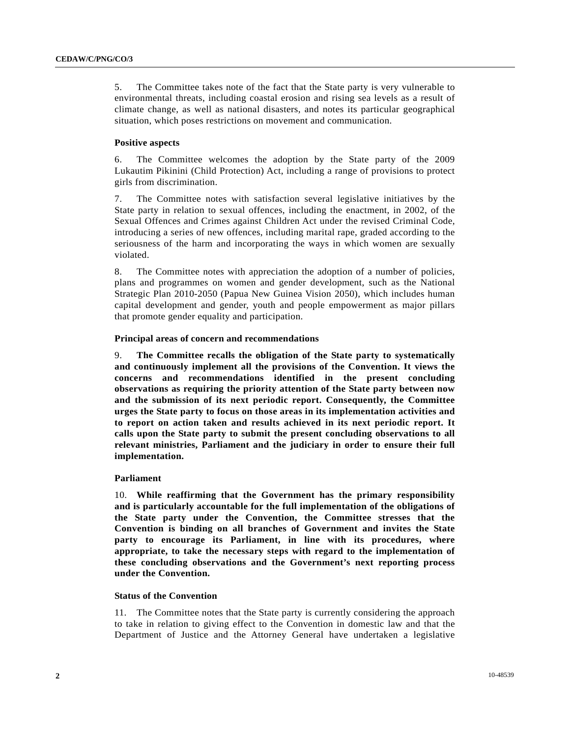5. The Committee takes note of the fact that the State party is very vulnerable to environmental threats, including coastal erosion and rising sea levels as a result of climate change, as well as national disasters, and notes its particular geographical situation, which poses restrictions on movement and communication.

### Positive aspects

6. The Committee welcomes the adoption by the State party of the 2009 Lukautim Pikinini (Child Protection) Act, including a range of provisions to protect girls from discrimination.

7. The Committee notes with satisfaction several legislative initiatives by the State party in relation to sexual offences, including the enactment, in 2002, of the Sexual Offences and Crimes against Children Act under the revised Criminal Code, introducing a series of new offences, including marital rape, graded according to the seriousness of the harm and incorporating the ways in which women are sexually violated.

8. The Committee notes with appreciation the adoption of a number of policies, plans and programmes on women and gender development, such as the National Strategic Plan 2010-2050 (Papua New Guinea Vision 2050), which includes human capital development and gender, youth and people empowerment as major pillars that promote gender equality and participation.

### Principal areas of concern and recommendations

9. **The Committee recalls the obligation of the State party to systematically and continuously implement all the provisions of the Convention. It views the concerns and recommendations identified in the present concluding observations as requiring the priority attention of the State party between now and the submission of its next periodic report. Consequently, the Committee urges the State party to focus on those areas in its implementation activities and to report on action taken and results achieved in its next periodic report. It calls upon the State party to submit the present concluding observations to all relevant ministries, Parliament and the judiciary in order to ensure their full implementation.**

### Parliament

10. **While reaffirming that the Government has the primary responsibility and is particularly accountable for the full implementation of the obligations of the State party under the Convention, the Committee stresses that the Convention is binding on all branches of Government and invites the State party to encourage its Parliament, in line with its procedures, where appropriate, to take the necessary steps with regard to the implementation of these concluding observations and the Government's next reporting process under the Convention.**

### Status of the Convention

11. The Committee notes that the State party is currently considering the approach to take in relation to giving effect to the Convention in domestic law and that the Department of Justice and the Attorney General have undertaken a legislative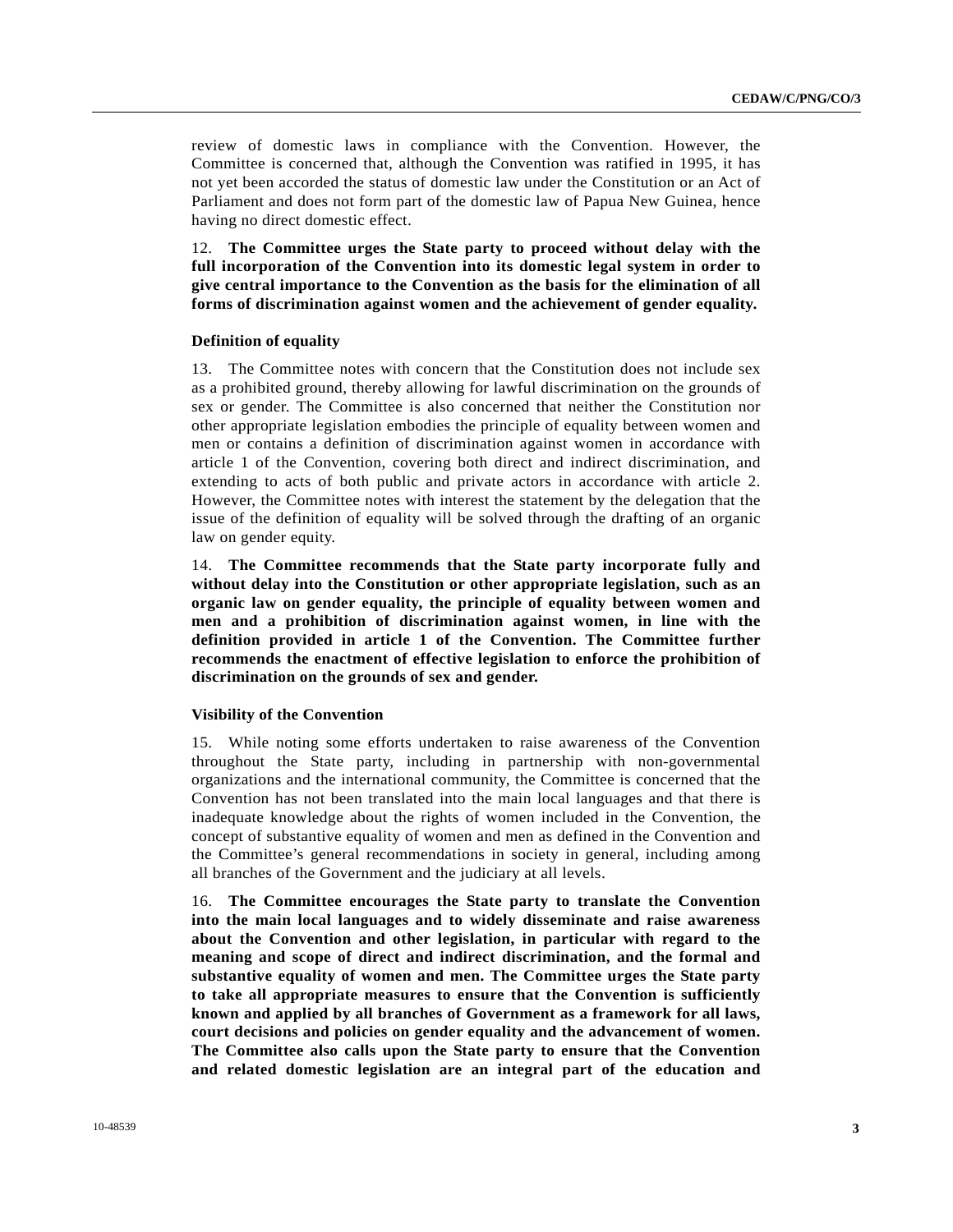review of domestic laws in compliance with the Convention. However, the Committee is concerned that, although the Convention was ratified in 1995, it has not yet been accorded the status of domestic law under the Constitution or an Act of Parliament and does not form part of the domestic law of Papua New Guinea, hence having no direct domestic effect.

12. **The Committee urges the State party to proceed without delay with the full incorporation of the Convention into its domestic legal system in order to give central importance to the Convention as the basis for the elimination of all forms of discrimination against women and the achievement of gender equality.**

**Definition of equality**

13. The Committee notes with concern that the Constitution does not include sex as a prohibited ground, thereby allowing for lawful discrimination on the grounds of sex or gender. The Committee is also concerned that neither the Constitution nor other appropriate legislation embodies the principle of equality between women and men or contains a definition of discrimination against women in accordance with article 1 of the Convention, covering both direct and indirect discrimination, and extending to acts of both public and private actors in accordance with article 2. However, the Committee notes with interest the statement by the delegation that the issue of the definition of equality will be solved through the drafting of an organic law on gender equity.

14. **The Committee recommends that the State party incorporate fully and without delay into the Constitution or other appropriate legislation, such as an organic law on gender equality, the principle of equality between women and men and a prohibition of discrimination against women, in line with the definition provided in article 1 of the Convention. The Committee further recommends the enactment of effective legislation to enforce the prohibition of discrimination on the grounds of sex and gender.**

**Visibility of the Convention**

15. While noting some efforts undertaken to raise awareness of the Convention throughout the State party, including in partnership with non-governmental organizations and the international community, the Committee is concerned that the Convention has not been translated into the main local languages and that there is inadequate knowledge about the rights of women included in the Convention, the concept of substantive equality of women and men as defined in the Convention and the Committee's general recommendations in society in general, including among all branches of the Government and the judiciary at all levels.

16. **The Committee encourages the State party to translate the Convention into the main local languages and to widely disseminate and raise awareness about the Convention and other legislation, in particular with regard to the meaning and scope of direct and indirect discrimination, and the formal and substantive equality of women and men. The Committee urges the State party to take all appropriate measures to ensure that the Convention is sufficiently known and applied by all branches of Government as a framework for all laws, court decisions and policies on gender equality and the advancement of women. The Committee also calls upon the State party to ensure that the Convention and related domestic legislation are an integral part of the education and**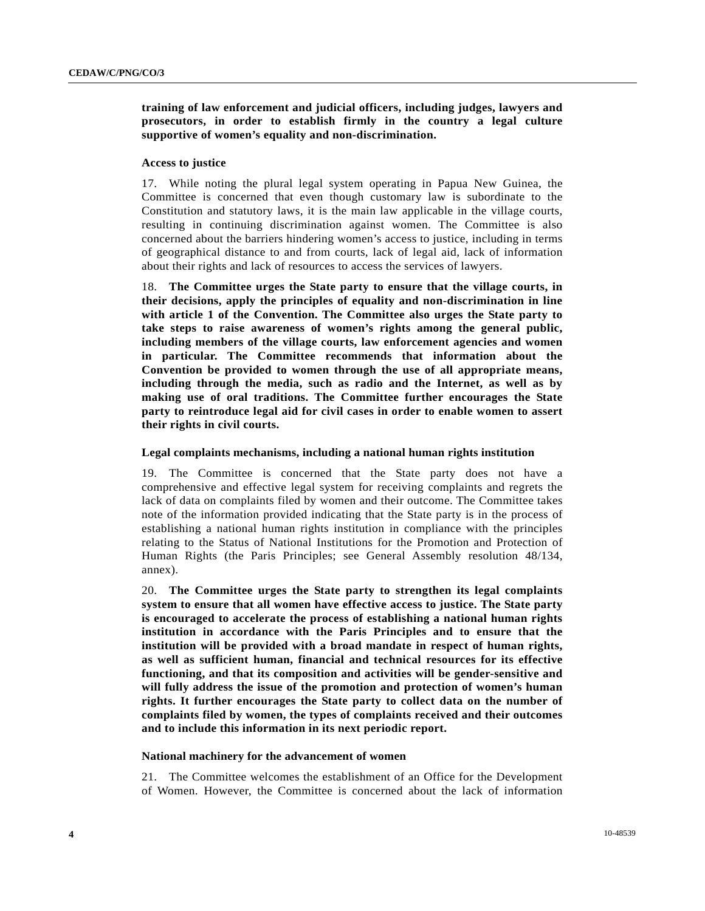**training of law enforcement and judicial officers, including judges, lawyers and prosecutors, in order to establish firmly in the country a legal culture supportive of women's equality and non-discrimination.**

**Access to justice**

17. While noting the plural legal system operating in Papua New Guinea, the Committee is concerned that even though customary law is subordinate to the Constitution and statutory laws, it is the main law applicable in the village courts, resulting in continuing discrimination against women. The Committee is also concerned about the barriers hindering women's access to justice, including in terms of geographical distance to and from courts, lack of legal aid, lack of information about their rights and lack of resources to access the services of lawyers.

18. **The Committee urges the State party to ensure that the village courts, in their decisions, apply the principles of equality and non-discrimination in line with article 1 of the Convention. The Committee also urges the State party to take steps to raise awareness of women's rights among the general public, including members of the village courts, law enforcement agencies and women in particular. The Committee recommends that information about the Convention be provided to women through the use of all appropriate means, including through the media, such as radio and the Internet, as well as by making use of oral traditions. The Committee further encourages the State party to reintroduce legal aid for civil cases in order to enable women to assert their rights in civil courts.**

**Legal complaints mechanisms, including a national human rights institution**

19. The Committee is concerned that the State party does not have a comprehensive and effective legal system for receiving complaints and regrets the lack of data on complaints filed by women and their outcome. The Committee takes note of the information provided indicating that the State party is in the process of establishing a national human rights institution in compliance with the principles relating to the Status of National Institutions for the Promotion and Protection of Human Rights (the Paris Principles; see General Assembly resolution 48/134, annex).

20. **The Committee urges the State party to strengthen its legal complaints system to ensure that all women have effective access to justice. The State party is encouraged to accelerate the process of establishing a national human rights institution in accordance with the Paris Principles and to ensure that the institution will be provided with a broad mandate in respect of human rights, as well as sufficient human, financial and technical resources for its effective functioning, and that its composition and activities will be gender-sensitive and will fully address the issue of the promotion and protection of women's human rights. It further encourages the State party to collect data on the number of complaints filed by women, the types of complaints received and their outcomes and to include this information in its next periodic report.**

**National machinery for the advancement of women**

21. The Committee welcomes the establishment of an Office for the Development of Women. However, the Committee is concerned about the lack of information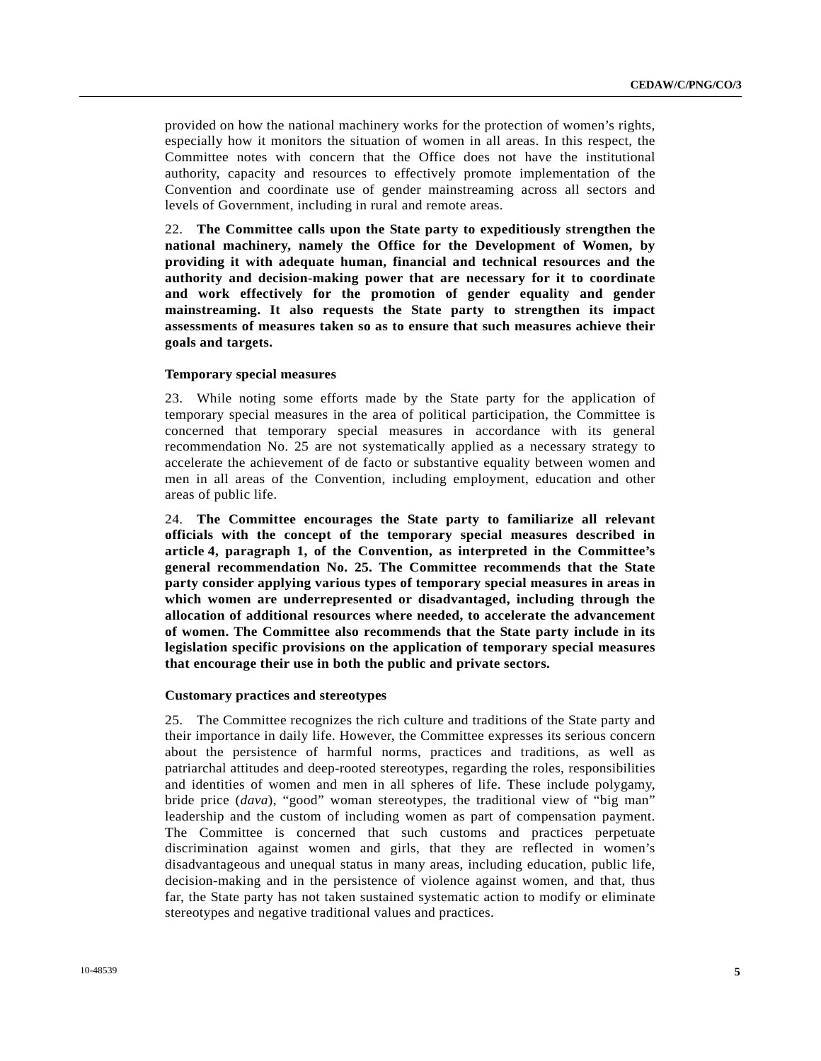provided on how the national machinery works for the protection of women's rights, especially how it monitors the situation of women in all areas. In this respect, the Committee notes with concern that the Office does not have the institutional authority, capacity and resources to effectively promote implementation of the Convention and coordinate use of gender mainstreaming across all sectors and levels of Government, including in rural and remote areas.

22. **The Committee calls upon the State party to expeditiously strengthen the national machinery, namely the Office for the Development of Women, by providing it with adequate human, financial and technical resources and the authority and decision-making power that are necessary for it to coordinate and work effectively for the promotion of gender equality and gender mainstreaming. It also requests the State party to strengthen its impact assessments of measures taken so as to ensure that such measures achieve their goals and targets.**

### Temporary special measures

23. While noting some efforts made by the State party for the application of temporary special measures in the area of political participation, the Committee is concerned that temporary special measures in accordance with its general recommendation No. 25 are not systematically applied as a necessary strategy to accelerate the achievement of de facto or substantive equality between women and men in all areas of the Convention, including employment, education and other areas of public life.

24. **The Committee encourages the State party to familiarize all relevant officials with the concept of the temporary special measures described in article 4, paragraph 1, of the Convention, as interpreted in the Committee's general recommendation No. 25. The Committee recommends that the State party consider applying various types of temporary special measures in areas in which women are underrepresented or disadvantaged, including through the allocation of additional resources where needed, to accelerate the advancement of women. The Committee also recommends that the State party include in its legislation specific provisions on the application of temporary special measures that encourage their use in both the public and private sectors.**

### Customary practices and stereotypes

25. The Committee recognizes the rich culture and traditions of the State party and their importance in daily life. However, the Committee expresses its serious concern about the persistence of harmful norms, practices and traditions, as well as patriarchal attitudes and deep-rooted stereotypes, regarding the roles, responsibilities and identities of women and men in all spheres of life. These include polygamy, bride price (*dava*), "good" woman stereotypes, the traditional view of "big man" leadership and the custom of including women as part of compensation payment. The Committee is concerned that such customs and practices perpetuate discrimination against women and girls, that they are reflected in women's disadvantageous and unequal status in many areas, including education, public life, decision-making and in the persistence of violence against women, and that, thus far, the State party has not taken sustained systematic action to modify or eliminate stereotypes and negative traditional values and practices.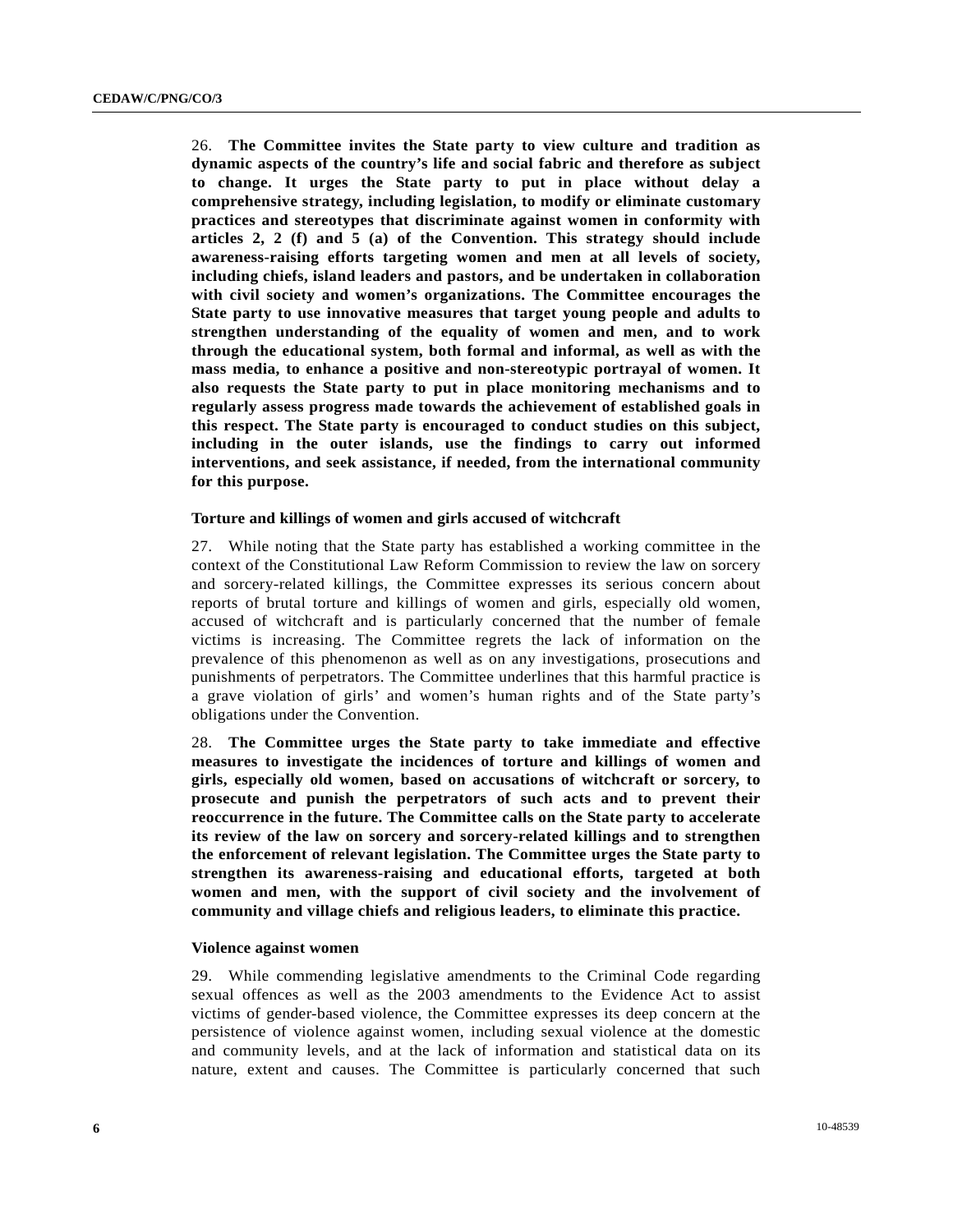26. **The Committee invites the State party to view culture and tradition as dynamic aspects of the country's life and social fabric and therefore as subject to change. It urges the State party to put in place without delay a comprehensive strategy, including legislation, to modify or eliminate customary practices and stereotypes that discriminate against women in conformity with articles 2, 2 (f) and 5 (a) of the Convention. This strategy should include awareness-raising efforts targeting women and men at all levels of society, including chiefs, island leaders and pastors, and be undertaken in collaboration with civil society and women's organizations. The Committee encourages the State party to use innovative measures that target young people and adults to strengthen understanding of the equality of women and men, and to work through the educational system, both formal and informal, as well as with the mass media, to enhance a positive and non-stereotypic portrayal of women. It also requests the State party to put in place monitoring mechanisms and to regularly assess progress made towards the achievement of established goals in this respect. The State party is encouraged to conduct studies on this subject, including in the outer islands, use the findings to carry out informed interventions, and seek assistance, if needed, from the international community for this purpose.**

#### Torture and killings of women and girls accused of witchcraft

27. While noting that the State party has established a working committee in the context of the Constitutional Law Reform Commission to review the law on sorcery and sorcery-related killings, the Committee expresses its serious concern about reports of brutal torture and killings of women and girls, especially old women, accused of witchcraft and is particularly concerned that the number of female victims is increasing. The Committee regrets the lack of information on the prevalence of this phenomenon as well as on any investigations, prosecutions and punishments of perpetrators. The Committee underlines that this harmful practice is a grave violation of girls' and women's human rights and of the State party's obligations under the Convention.

28. **The Committee urges the State party to take immediate and effective measures to investigate the incidences of torture and killings of women and girls, especially old women, based on accusations of witchcraft or sorcery, to prosecute and punish the perpetrators of such acts and to prevent their reoccurrence in the future. The Committee calls on the State party to accelerate its review of the law on sorcery and sorcery-related killings and to strengthen the enforcement of relevant legislation. The Committee urges the State party to strengthen its awareness-raising and educational efforts, targeted at both women and men, with the support of civil society and the involvement of community and village chiefs and religious leaders, to eliminate this practice.**

#### Violence against women

29. While commending legislative amendments to the Criminal Code regarding sexual offences as well as the 2003 amendments to the Evidence Act to assist victims of gender-based violence, the Committee expresses its deep concern at the persistence of violence against women, including sexual violence at the domestic and community levels, and at the lack of information and statistical data on its nature, extent and causes. The Committee is particularly concerned that such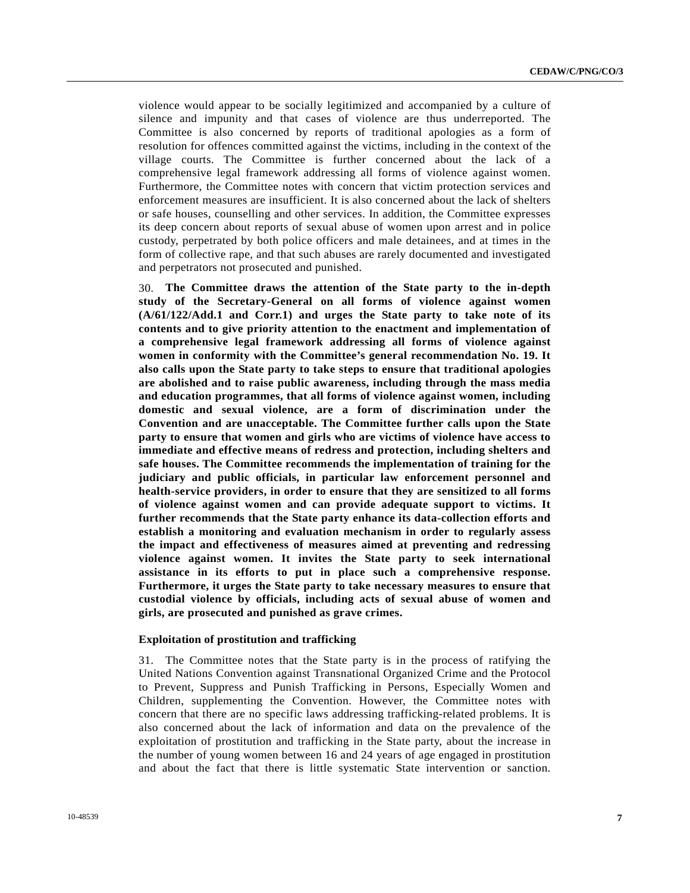violence would appear to be socially legitimized and accompanied by a culture of silence and impunity and that cases of violence are thus underreported. The Committee is also concerned by reports of traditional apologies as a form of resolution for offences committed against the victims, including in the context of the village courts. The Committee is further concerned about the lack of a comprehensive legal framework addressing all forms of violence against women. Furthermore, the Committee notes with concern that victim protection services and enforcement measures are insufficient. It is also concerned about the lack of shelters or safe houses, counselling and other services. In addition, the Committee expresses its deep concern about reports of sexual abuse of women upon arrest and in police custody, perpetrated by both police officers and male detainees, and at times in the form of collective rape, and that such abuses are rarely documented and investigated and perpetrators not prosecuted and punished.

30. **The Committee draws the attention of the State party to the in-depth study of the Secretary-General on all forms of violence against women (A/61/122/Add.1 and Corr.1) and urges the State party to take note of its contents and to give priority attention to the enactment and implementation of a comprehensive legal framework addressing all forms of violence against women in conformity with the Committee's general recommendation No. 19. It also calls upon the State party to take steps to ensure that traditional apologies are abolished and to raise public awareness, including through the mass media and education programmes, that all forms of violence against women, including domestic and sexual violence, are a form of discrimination under the Convention and are unacceptable. The Committee further calls upon the State party to ensure that women and girls who are victims of violence have access to immediate and effective means of redress and protection, including shelters and safe houses. The Committee recommends the implementation of training for the judiciary and public officials, in particular law enforcement personnel and health-service providers, in order to ensure that they are sensitized to all forms of violence against women and can provide adequate support to victims. It further recommends that the State party enhance its data-collection efforts and establish a monitoring and evaluation mechanism in order to regularly assess the impact and effectiveness of measures aimed at preventing and redressing violence against women. It invites the State party to seek international assistance in its efforts to put in place such a comprehensive response. Furthermore, it urges the State party to take necessary measures to ensure that custodial violence by officials, including acts of sexual abuse of women and girls, are prosecuted and punished as grave crimes.**

### Exploitation of prostitution and trafficking

31. The Committee notes that the State party is in the process of ratifying the United Nations Convention against Transnational Organized Crime and the Protocol to Prevent, Suppress and Punish Trafficking in Persons, Especially Women and Children, supplementing the Convention. However, the Committee notes with concern that there are no specific laws addressing trafficking-related problems. It is also concerned about the lack of information and data on the prevalence of the exploitation of prostitution and trafficking in the State party, about the increase in the number of young women between 16 and 24 years of age engaged in prostitution and about the fact that there is little systematic State intervention or sanction.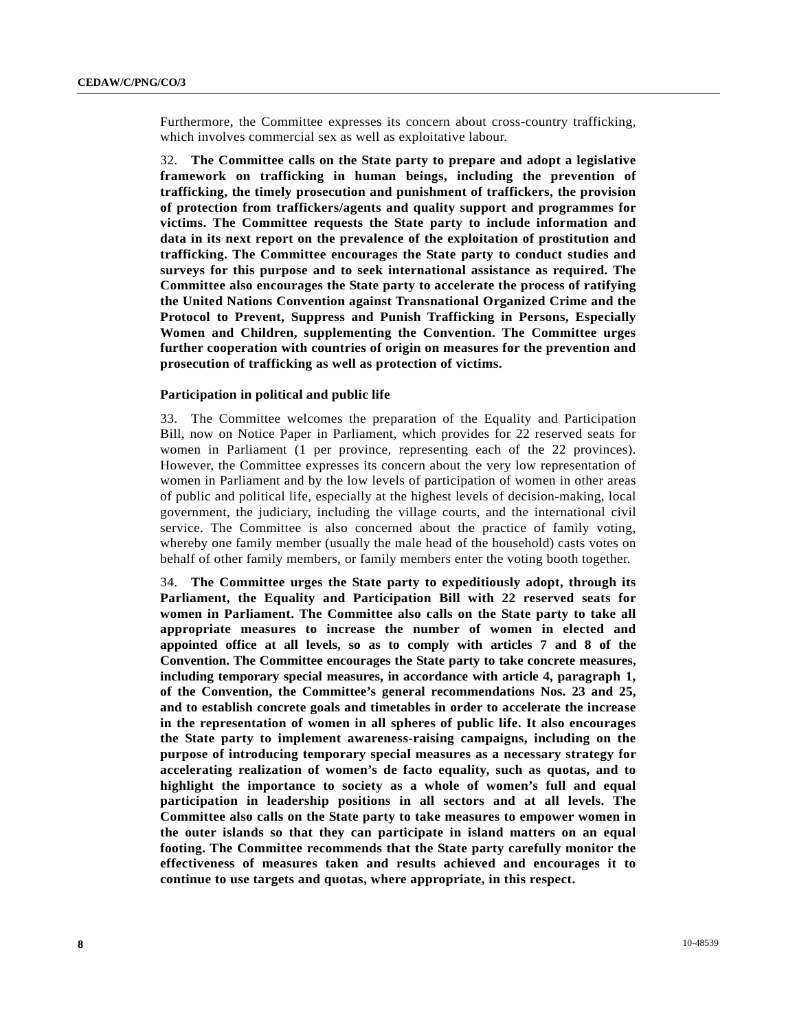Furthermore, the Committee expresses its concern about cross-country trafficking, which involves commercial sex as well as exploitative labour.

32. **The Committee calls on the State party to prepare and adopt a legislative framework on trafficking in human beings, including the prevention of trafficking, the timely prosecution and punishment of traffickers, the provision of protection from traffickers/agents and quality support and programmes for victims. The Committee requests the State party to include information and data in its next report on the prevalence of the exploitation of prostitution and trafficking. The Committee encourages the State party to conduct studies and surveys for this purpose and to seek international assistance as required. The Committee also encourages the State party to accelerate the process of ratifying the United Nations Convention against Transnational Organized Crime and the Protocol to Prevent, Suppress and Punish Trafficking in Persons, Especially Women and Children, supplementing the Convention. The Committee urges further cooperation with countries of origin on measures for the prevention and prosecution of trafficking as well as protection of victims.**

### Participation in political and public life

33. The Committee welcomes the preparation of the Equality and Participation Bill, now on Notice Paper in Parliament, which provides for 22 reserved seats for women in Parliament (1 per province, representing each of the 22 provinces). However, the Committee expresses its concern about the very low representation of women in Parliament and by the low levels of participation of women in other areas of public and political life, especially at the highest levels of decision-making, local government, the judiciary, including the village courts, and the international civil service. The Committee is also concerned about the practice of family voting, whereby one family member (usually the male head of the household) casts votes on behalf of other family members, or family members enter the voting booth together.

34. **The Committee urges the State party to expeditiously adopt, through its Parliament, the Equality and Participation Bill with 22 reserved seats for women in Parliament. The Committee also calls on the State party to take all appropriate measures to increase the number of women in elected and appointed office at all levels, so as to comply with articles 7 and 8 of the Convention. The Committee encourages the State party to take concrete measures, including temporary special measures, in accordance with article 4, paragraph 1, of the Convention, the Committee's general recommendations Nos. 23 and 25, and to establish concrete goals and timetables in order to accelerate the increase in the representation of women in all spheres of public life. It also encourages the State party to implement awareness-raising campaigns, including on the purpose of introducing temporary special measures as a necessary strategy for accelerating realization of women's de facto equality, such as quotas, and to highlight the importance to society as a whole of women's full and equal participation in leadership positions in all sectors and at all levels. The Committee also calls on the State party to take measures to empower women in the outer islands so that they can participate in island matters on an equal footing. The Committee recommends that the State party carefully monitor the effectiveness of measures taken and results achieved and encourages it to continue to use targets and quotas, where appropriate, in this respect.**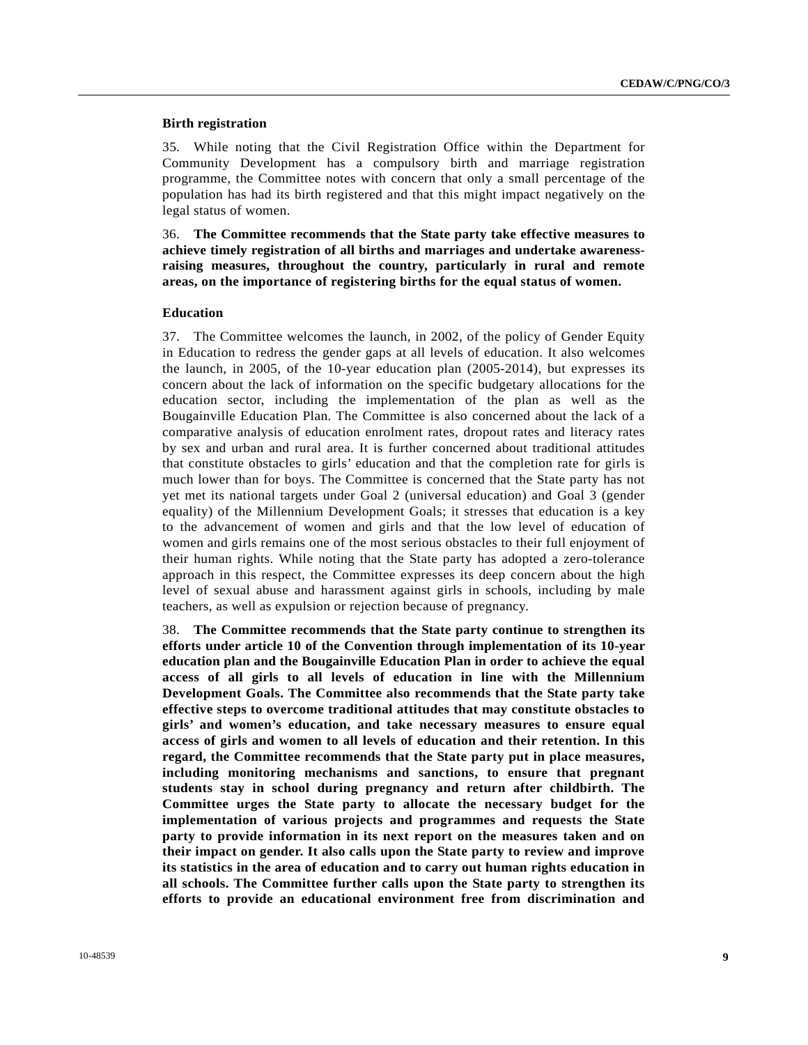### Birth registration

35. While noting that the Civil Registration Office within the Department for Community Development has a compulsory birth and marriage registration programme, the Committee notes with concern that only a small percentage of the population has had its birth registered and that this might impact negatively on the legal status of women.

36. **The Committee recommends that the State party take effective measures to achieve timely registration of all births and marriages and undertake awareness-raising measures, throughout the country, particularly in rural and remote areas, on the importance of registering births for the equal status of women.**

### Education

37. The Committee welcomes the launch, in 2002, of the policy of Gender Equity in Education to redress the gender gaps at all levels of education. It also welcomes the launch, in 2005, of the 10-year education plan (2005-2014), but expresses its concern about the lack of information on the specific budgetary allocations for the education sector, including the implementation of the plan as well as the Bougainville Education Plan. The Committee is also concerned about the lack of a comparative analysis of education enrolment rates, dropout rates and literacy rates by sex and urban and rural area. It is further concerned about traditional attitudes that constitute obstacles to girls' education and that the completion rate for girls is much lower than for boys. The Committee is concerned that the State party has not yet met its national targets under Goal 2 (universal education) and Goal 3 (gender equality) of the Millennium Development Goals; it stresses that education is a key to the advancement of women and girls and that the low level of education of women and girls remains one of the most serious obstacles to their full enjoyment of their human rights. While noting that the State party has adopted a zero-tolerance approach in this respect, the Committee expresses its deep concern about the high level of sexual abuse and harassment against girls in schools, including by male teachers, as well as expulsion or rejection because of pregnancy.

38. **The Committee recommends that the State party continue to strengthen its efforts under article 10 of the Convention through implementation of its 10-year education plan and the Bougainville Education Plan in order to achieve the equal access of all girls to all levels of education in line with the Millennium Development Goals. The Committee also recommends that the State party take effective steps to overcome traditional attitudes that may constitute obstacles to girls' and women's education, and take necessary measures to ensure equal access of girls and women to all levels of education and their retention. In this regard, the Committee recommends that the State party put in place measures, including monitoring mechanisms and sanctions, to ensure that pregnant students stay in school during pregnancy and return after childbirth. The Committee urges the State party to allocate the necessary budget for the implementation of various projects and programmes and requests the State party to provide information in its next report on the measures taken and on their impact on gender. It also calls upon the State party to review and improve its statistics in the area of education and to carry out human rights education in all schools. The Committee further calls upon the State party to strengthen its efforts to provide an educational environment free from discrimination and**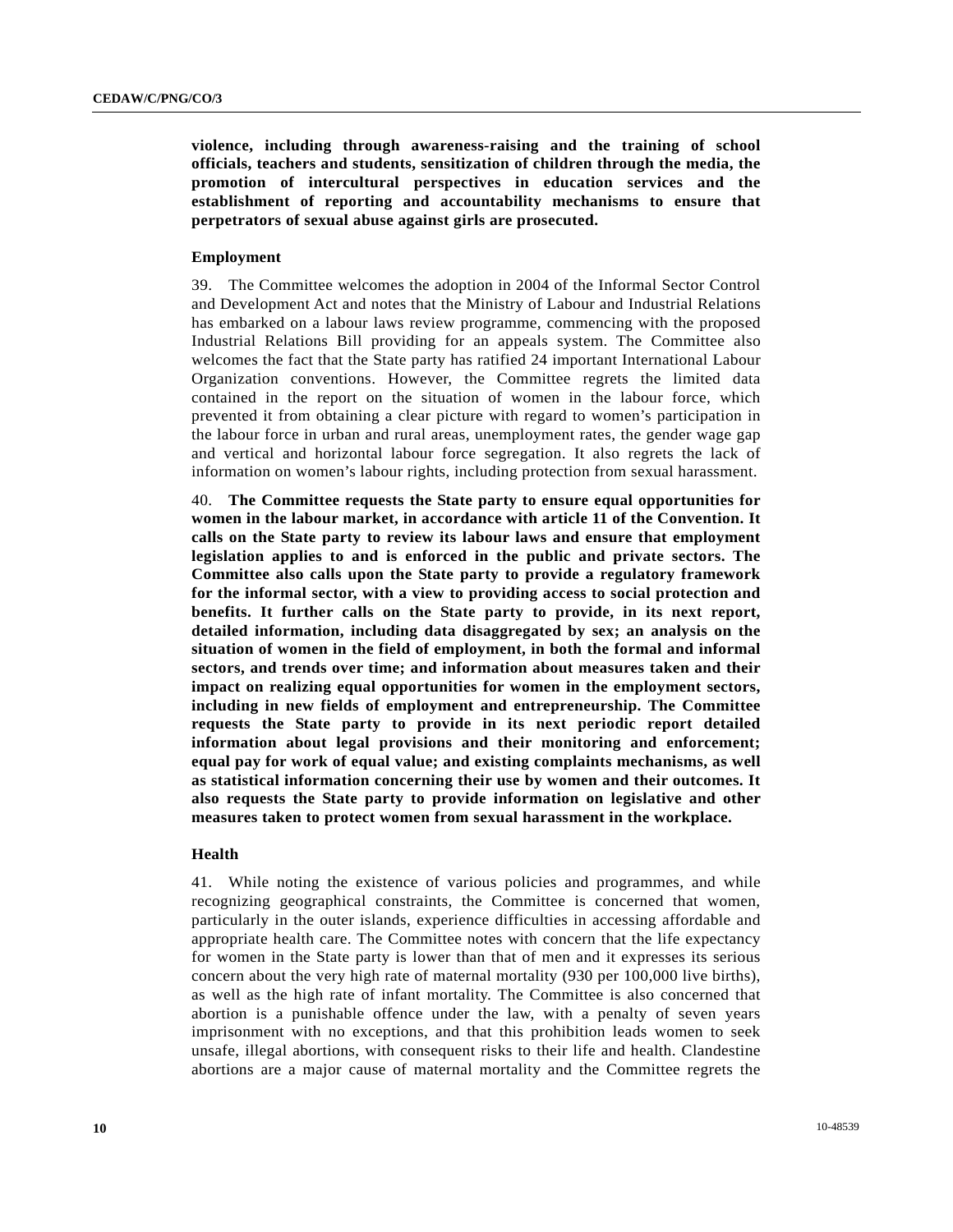**violence, including through awareness-raising and the training of school officials, teachers and students, sensitization of children through the media, the promotion of intercultural perspectives in education services and the establishment of reporting and accountability mechanisms to ensure that perpetrators of sexual abuse against girls are prosecuted.**

### Employment

39. The Committee welcomes the adoption in 2004 of the Informal Sector Control and Development Act and notes that the Ministry of Labour and Industrial Relations has embarked on a labour laws review programme, commencing with the proposed Industrial Relations Bill providing for an appeals system. The Committee also welcomes the fact that the State party has ratified 24 important International Labour Organization conventions. However, the Committee regrets the limited data contained in the report on the situation of women in the labour force, which prevented it from obtaining a clear picture with regard to women's participation in the labour force in urban and rural areas, unemployment rates, the gender wage gap and vertical and horizontal labour force segregation. It also regrets the lack of information on women's labour rights, including protection from sexual harassment.

40. **The Committee requests the State party to ensure equal opportunities for women in the labour market, in accordance with article 11 of the Convention. It calls on the State party to review its labour laws and ensure that employment legislation applies to and is enforced in the public and private sectors. The Committee also calls upon the State party to provide a regulatory framework for the informal sector, with a view to providing access to social protection and benefits. It further calls on the State party to provide, in its next report, detailed information, including data disaggregated by sex; an analysis on the situation of women in the field of employment, in both the formal and informal sectors, and trends over time; and information about measures taken and their impact on realizing equal opportunities for women in the employment sectors, including in new fields of employment and entrepreneurship. The Committee requests the State party to provide in its next periodic report detailed information about legal provisions and their monitoring and enforcement; equal pay for work of equal value; and existing complaints mechanisms, as well as statistical information concerning their use by women and their outcomes. It also requests the State party to provide information on legislative and other measures taken to protect women from sexual harassment in the workplace.**

### Health

41. While noting the existence of various policies and programmes, and while recognizing geographical constraints, the Committee is concerned that women, particularly in the outer islands, experience difficulties in accessing affordable and appropriate health care. The Committee notes with concern that the life expectancy for women in the State party is lower than that of men and it expresses its serious concern about the very high rate of maternal mortality (930 per 100,000 live births), as well as the high rate of infant mortality. The Committee is also concerned that abortion is a punishable offence under the law, with a penalty of seven years imprisonment with no exceptions, and that this prohibition leads women to seek unsafe, illegal abortions, with consequent risks to their life and health. Clandestine abortions are a major cause of maternal mortality and the Committee regrets the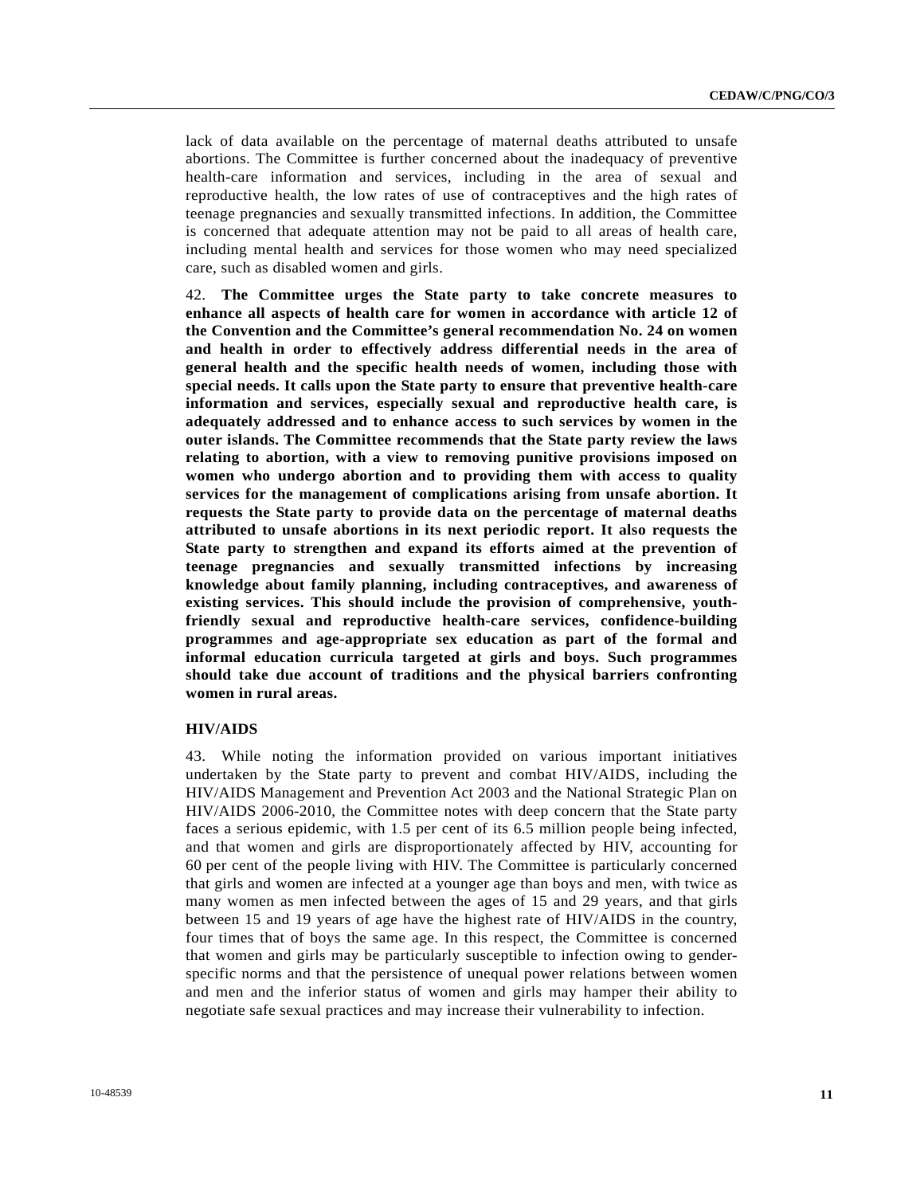lack of data available on the percentage of maternal deaths attributed to unsafe abortions. The Committee is further concerned about the inadequacy of preventive health-care information and services, including in the area of sexual and reproductive health, the low rates of use of contraceptives and the high rates of teenage pregnancies and sexually transmitted infections. In addition, the Committee is concerned that adequate attention may not be paid to all areas of health care, including mental health and services for those women who may need specialized care, such as disabled women and girls.

42. **The Committee urges the State party to take concrete measures to enhance all aspects of health care for women in accordance with article 12 of the Convention and the Committee's general recommendation No. 24 on women and health in order to effectively address differential needs in the area of general health and the specific health needs of women, including those with special needs. It calls upon the State party to ensure that preventive health-care information and services, especially sexual and reproductive health care, is adequately addressed and to enhance access to such services by women in the outer islands. The Committee recommends that the State party review the laws relating to abortion, with a view to removing punitive provisions imposed on women who undergo abortion and to providing them with access to quality services for the management of complications arising from unsafe abortion. It requests the State party to provide data on the percentage of maternal deaths attributed to unsafe abortions in its next periodic report. It also requests the State party to strengthen and expand its efforts aimed at the prevention of teenage pregnancies and sexually transmitted infections by increasing knowledge about family planning, including contraceptives, and awareness of existing services. This should include the provision of comprehensive, youth-friendly sexual and reproductive health-care services, confidence-building programmes and age-appropriate sex education as part of the formal and informal education curricula targeted at girls and boys. Such programmes should take due account of traditions and the physical barriers confronting women in rural areas.**

### HIV/AIDS

43. While noting the information provided on various important initiatives undertaken by the State party to prevent and combat HIV/AIDS, including the HIV/AIDS Management and Prevention Act 2003 and the National Strategic Plan on HIV/AIDS 2006-2010, the Committee notes with deep concern that the State party faces a serious epidemic, with 1.5 per cent of its 6.5 million people being infected, and that women and girls are disproportionately affected by HIV, accounting for 60 per cent of the people living with HIV. The Committee is particularly concerned that girls and women are infected at a younger age than boys and men, with twice as many women as men infected between the ages of 15 and 29 years, and that girls between 15 and 19 years of age have the highest rate of HIV/AIDS in the country, four times that of boys the same age. In this respect, the Committee is concerned that women and girls may be particularly susceptible to infection owing to gender-specific norms and that the persistence of unequal power relations between women and men and the inferior status of women and girls may hamper their ability to negotiate safe sexual practices and may increase their vulnerability to infection.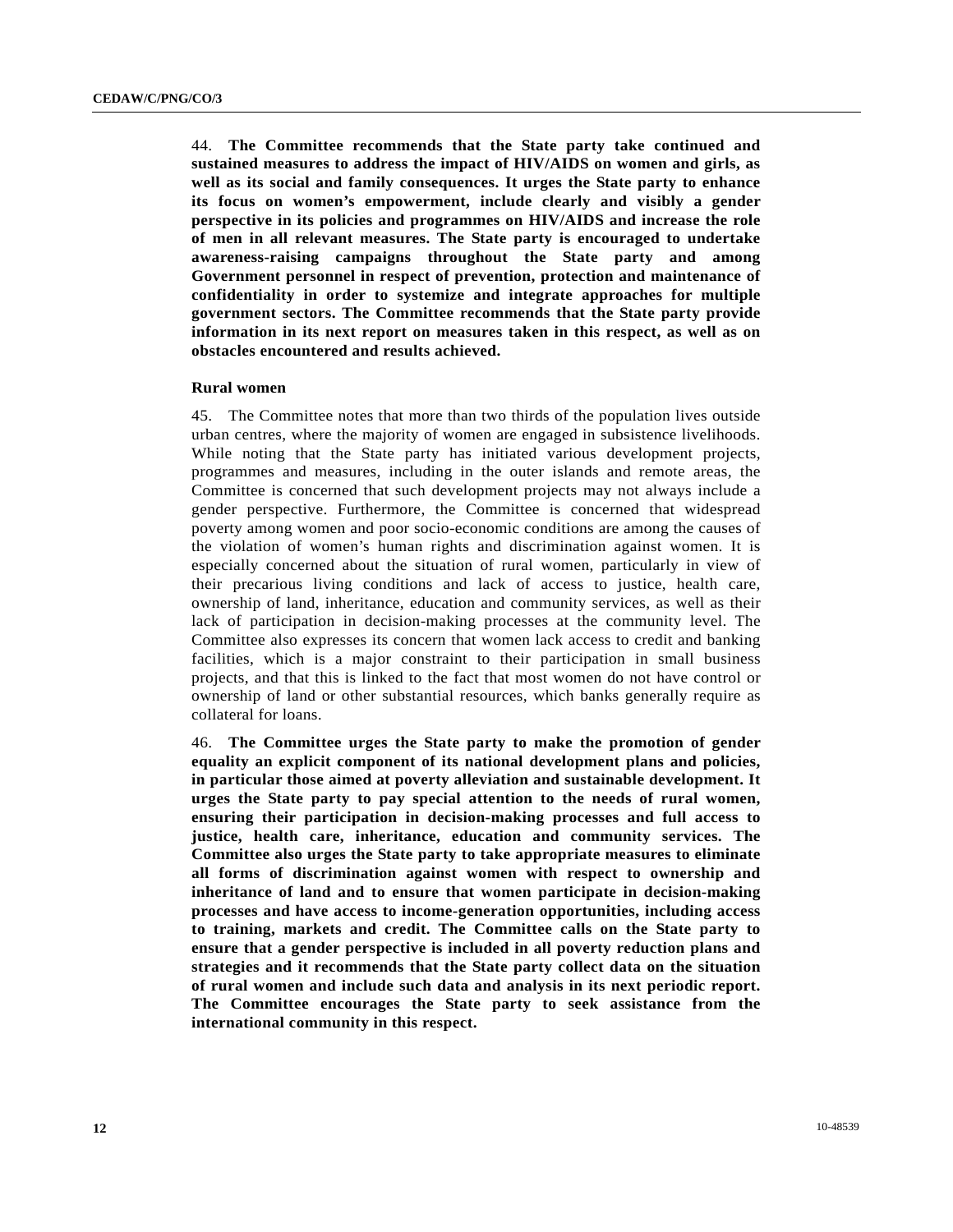44. **The Committee recommends that the State party take continued and sustained measures to address the impact of HIV/AIDS on women and girls, as well as its social and family consequences. It urges the State party to enhance its focus on women's empowerment, include clearly and visibly a gender perspective in its policies and programmes on HIV/AIDS and increase the role of men in all relevant measures. The State party is encouraged to undertake awareness-raising campaigns throughout the State party and among Government personnel in respect of prevention, protection and maintenance of confidentiality in order to systemize and integrate approaches for multiple government sectors. The Committee recommends that the State party provide information in its next report on measures taken in this respect, as well as on obstacles encountered and results achieved.**

### Rural women

45. The Committee notes that more than two thirds of the population lives outside urban centres, where the majority of women are engaged in subsistence livelihoods. While noting that the State party has initiated various development projects, programmes and measures, including in the outer islands and remote areas, the Committee is concerned that such development projects may not always include a gender perspective. Furthermore, the Committee is concerned that widespread poverty among women and poor socio-economic conditions are among the causes of the violation of women's human rights and discrimination against women. It is especially concerned about the situation of rural women, particularly in view of their precarious living conditions and lack of access to justice, health care, ownership of land, inheritance, education and community services, as well as their lack of participation in decision-making processes at the community level. The Committee also expresses its concern that women lack access to credit and banking facilities, which is a major constraint to their participation in small business projects, and that this is linked to the fact that most women do not have control or ownership of land or other substantial resources, which banks generally require as collateral for loans.

46. **The Committee urges the State party to make the promotion of gender equality an explicit component of its national development plans and policies, in particular those aimed at poverty alleviation and sustainable development. It urges the State party to pay special attention to the needs of rural women, ensuring their participation in decision-making processes and full access to justice, health care, inheritance, education and community services. The Committee also urges the State party to take appropriate measures to eliminate all forms of discrimination against women with respect to ownership and inheritance of land and to ensure that women participate in decision-making processes and have access to income-generation opportunities, including access to training, markets and credit. The Committee calls on the State party to ensure that a gender perspective is included in all poverty reduction plans and strategies and it recommends that the State party collect data on the situation of rural women and include such data and analysis in its next periodic report. The Committee encourages the State party to seek assistance from the international community in this respect.**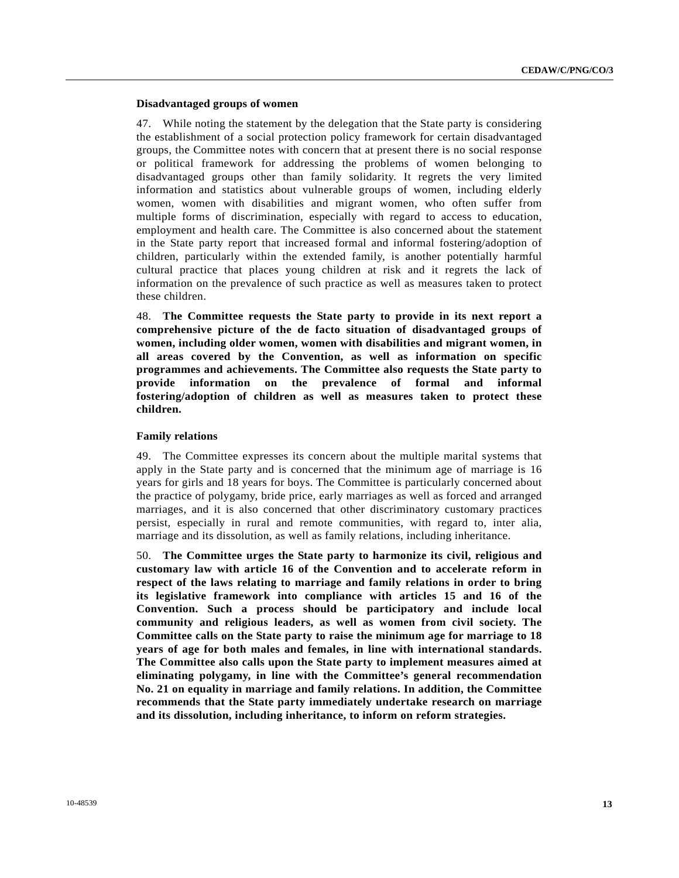**Disadvantaged groups of women**

47. While noting the statement by the delegation that the State party is considering the establishment of a social protection policy framework for certain disadvantaged groups, the Committee notes with concern that at present there is no social response or political framework for addressing the problems of women belonging to disadvantaged groups other than family solidarity. It regrets the very limited information and statistics about vulnerable groups of women, including elderly women, women with disabilities and migrant women, who often suffer from multiple forms of discrimination, especially with regard to access to education, employment and health care. The Committee is also concerned about the statement in the State party report that increased formal and informal fostering/adoption of children, particularly within the extended family, is another potentially harmful cultural practice that places young children at risk and it regrets the lack of information on the prevalence of such practice as well as measures taken to protect these children.

48. **The Committee requests the State party to provide in its next report a comprehensive picture of the de facto situation of disadvantaged groups of women, including older women, women with disabilities and migrant women, in all areas covered by the Convention, as well as information on specific programmes and achievements. The Committee also requests the State party to provide information on the prevalence of formal and informal fostering/adoption of children as well as measures taken to protect these children.**

**Family relations**

49. The Committee expresses its concern about the multiple marital systems that apply in the State party and is concerned that the minimum age of marriage is 16 years for girls and 18 years for boys. The Committee is particularly concerned about the practice of polygamy, bride price, early marriages as well as forced and arranged marriages, and it is also concerned that other discriminatory customary practices persist, especially in rural and remote communities, with regard to, inter alia, marriage and its dissolution, as well as family relations, including inheritance.

50. **The Committee urges the State party to harmonize its civil, religious and customary law with article 16 of the Convention and to accelerate reform in respect of the laws relating to marriage and family relations in order to bring its legislative framework into compliance with articles 15 and 16 of the Convention. Such a process should be participatory and include local community and religious leaders, as well as women from civil society. The Committee calls on the State party to raise the minimum age for marriage to 18 years of age for both males and females, in line with international standards. The Committee also calls upon the State party to implement measures aimed at eliminating polygamy, in line with the Committee's general recommendation No. 21 on equality in marriage and family relations. In addition, the Committee recommends that the State party immediately undertake research on marriage and its dissolution, including inheritance, to inform on reform strategies.**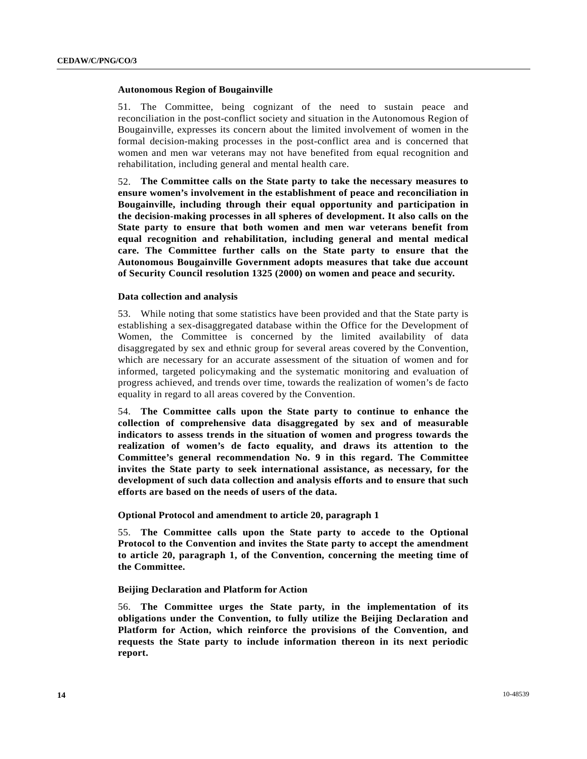### Autonomous Region of Bougainville

51. The Committee, being cognizant of the need to sustain peace and reconciliation in the post-conflict society and situation in the Autonomous Region of Bougainville, expresses its concern about the limited involvement of women in the formal decision-making processes in the post-conflict area and is concerned that women and men war veterans may not have benefited from equal recognition and rehabilitation, including general and mental health care.

52. **The Committee calls on the State party to take the necessary measures to ensure women's involvement in the establishment of peace and reconciliation in Bougainville, including through their equal opportunity and participation in the decision-making processes in all spheres of development. It also calls on the State party to ensure that both women and men war veterans benefit from equal recognition and rehabilitation, including general and mental medical care. The Committee further calls on the State party to ensure that the Autonomous Bougainville Government adopts measures that take due account of Security Council resolution 1325 (2000) on women and peace and security.**

### Data collection and analysis

53. While noting that some statistics have been provided and that the State party is establishing a sex-disaggregated database within the Office for the Development of Women, the Committee is concerned by the limited availability of data disaggregated by sex and ethnic group for several areas covered by the Convention, which are necessary for an accurate assessment of the situation of women and for informed, targeted policymaking and the systematic monitoring and evaluation of progress achieved, and trends over time, towards the realization of women's de facto equality in regard to all areas covered by the Convention.

54. **The Committee calls upon the State party to continue to enhance the collection of comprehensive data disaggregated by sex and of measurable indicators to assess trends in the situation of women and progress towards the realization of women's de facto equality, and draws its attention to the Committee's general recommendation No. 9 in this regard. The Committee invites the State party to seek international assistance, as necessary, for the development of such data collection and analysis efforts and to ensure that such efforts are based on the needs of users of the data.**

### Optional Protocol and amendment to article 20, paragraph 1

55. **The Committee calls upon the State party to accede to the Optional Protocol to the Convention and invites the State party to accept the amendment to article 20, paragraph 1, of the Convention, concerning the meeting time of the Committee.**

### Beijing Declaration and Platform for Action

56. **The Committee urges the State party, in the implementation of its obligations under the Convention, to fully utilize the Beijing Declaration and Platform for Action, which reinforce the provisions of the Convention, and requests the State party to include information thereon in its next periodic report.**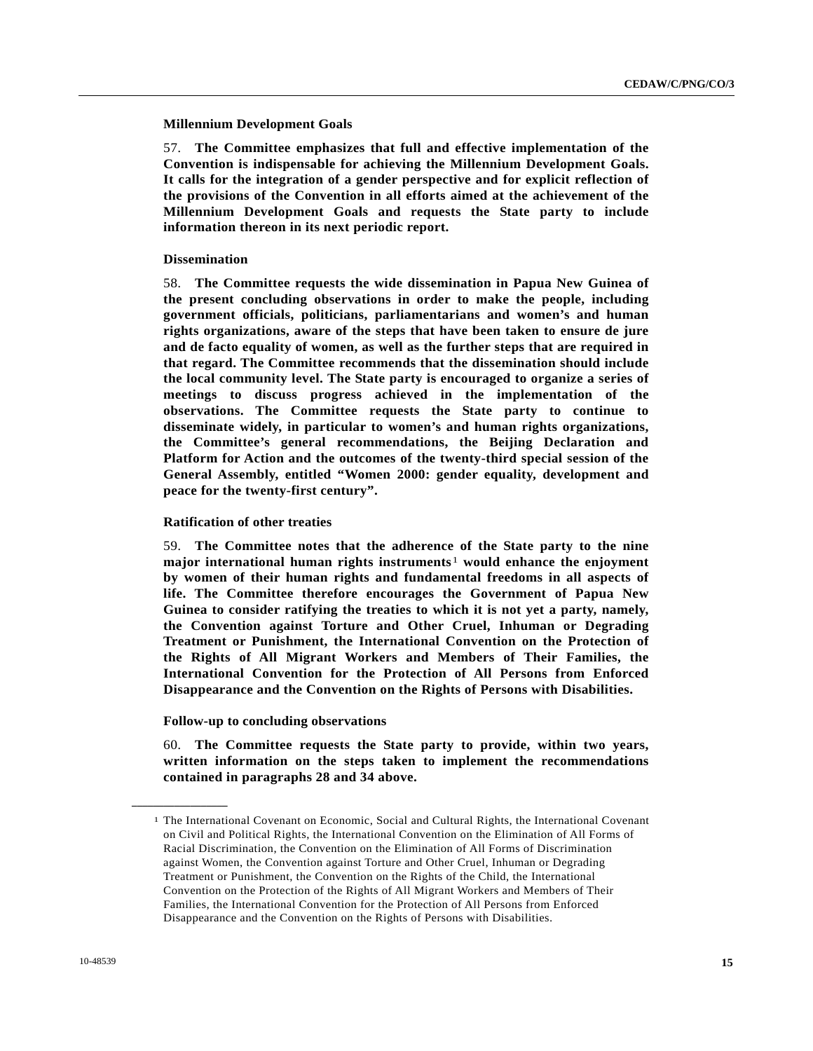**Millennium Development Goals**

57. **The Committee emphasizes that full and effective implementation of the Convention is indispensable for achieving the Millennium Development Goals. It calls for the integration of a gender perspective and for explicit reflection of the provisions of the Convention in all efforts aimed at the achievement of the Millennium Development Goals and requests the State party to include information thereon in its next periodic report.**

**Dissemination**

58. **The Committee requests the wide dissemination in Papua New Guinea of the present concluding observations in order to make the people, including government officials, politicians, parliamentarians and women's and human rights organizations, aware of the steps that have been taken to ensure de jure and de facto equality of women, as well as the further steps that are required in that regard. The Committee recommends that the dissemination should include the local community level. The State party is encouraged to organize a series of meetings to discuss progress achieved in the implementation of the observations. The Committee requests the State party to continue to disseminate widely, in particular to women's and human rights organizations, the Committee's general recommendations, the Beijing Declaration and Platform for Action and the outcomes of the twenty-third special session of the General Assembly, entitled "Women 2000: gender equality, development and peace for the twenty-first century".**

**Ratification of other treaties**

59. **The Committee notes that the adherence of the State party to the nine major international human rights instruments[1] would enhance the enjoyment by women of their human rights and fundamental freedoms in all aspects of life. The Committee therefore encourages the Government of Papua New Guinea to consider ratifying the treaties to which it is not yet a party, namely, the Convention against Torture and Other Cruel, Inhuman or Degrading Treatment or Punishment, the International Convention on the Protection of the Rights of All Migrant Workers and Members of Their Families, the International Convention for the Protection of All Persons from Enforced Disappearance and the Convention on the Rights of Persons with Disabilities.**

**Follow-up to concluding observations**

60. **The Committee requests the State party to provide, within two years, written information on the steps taken to implement the recommendations contained in paragraphs 28 and 34 above.**

---

[1] The International Covenant on Economic, Social and Cultural Rights, the International Covenant on Civil and Political Rights, the International Convention on the Elimination of All Forms of Racial Discrimination, the Convention on the Elimination of All Forms of Discrimination against Women, the Convention against Torture and Other Cruel, Inhuman or Degrading Treatment or Punishment, the Convention on the Rights of the Child, the International Convention on the Protection of the Rights of All Migrant Workers and Members of Their Families, the International Convention for the Protection of All Persons from Enforced Disappearance and the Convention on the Rights of Persons with Disabilities.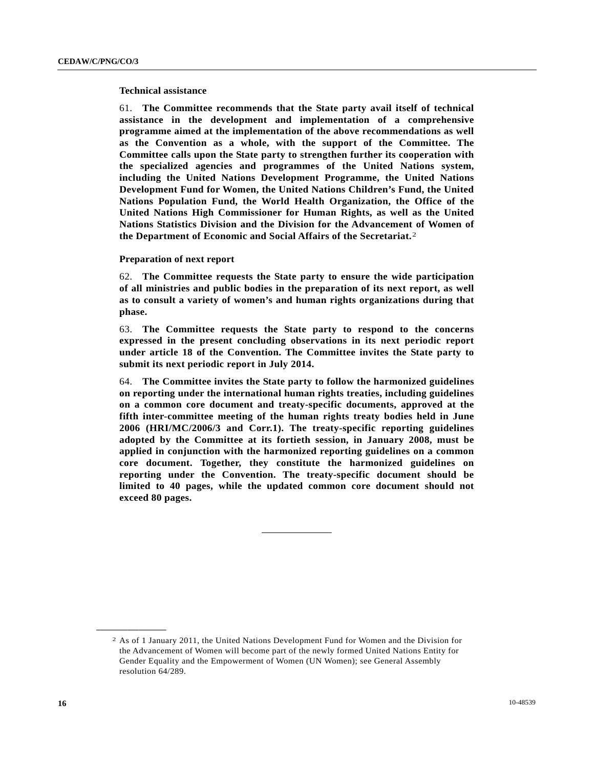### Technical assistance

61. **The Committee recommends that the State party avail itself of technical assistance in the development and implementation of a comprehensive programme aimed at the implementation of the above recommendations as well as the Convention as a whole, with the support of the Committee. The Committee calls upon the State party to strengthen further its cooperation with the specialized agencies and programmes of the United Nations system, including the United Nations Development Programme, the United Nations Development Fund for Women, the United Nations Children's Fund, the United Nations Population Fund, the World Health Organization, the Office of the United Nations High Commissioner for Human Rights, as well as the United Nations Statistics Division and the Division for the Advancement of Women of the Department of Economic and Social Affairs of the Secretariat.**[2]

### Preparation of next report

62. **The Committee requests the State party to ensure the wide participation of all ministries and public bodies in the preparation of its next report, as well as to consult a variety of women's and human rights organizations during that phase.**

63. **The Committee requests the State party to respond to the concerns expressed in the present concluding observations in its next periodic report under article 18 of the Convention. The Committee invites the State party to submit its next periodic report in July 2014.**

64. **The Committee invites the State party to follow the harmonized guidelines on reporting under the international human rights treaties, including guidelines on a common core document and treaty-specific documents, approved at the fifth inter-committee meeting of the human rights treaty bodies held in June 2006 (HRI/MC/2006/3 and Corr.1). The treaty-specific reporting guidelines adopted by the Committee at its fortieth session, in January 2008, must be applied in conjunction with the harmonized reporting guidelines on a common core document. Together, they constitute the harmonized guidelines on reporting under the Convention. The treaty-specific document should be limited to 40 pages, while the updated common core document should not exceed 80 pages.**

---

[2] As of 1 January 2011, the United Nations Development Fund for Women and the Division for the Advancement of Women will become part of the newly formed United Nations Entity for Gender Equality and the Empowerment of Women (UN Women); see General Assembly resolution 64/289.